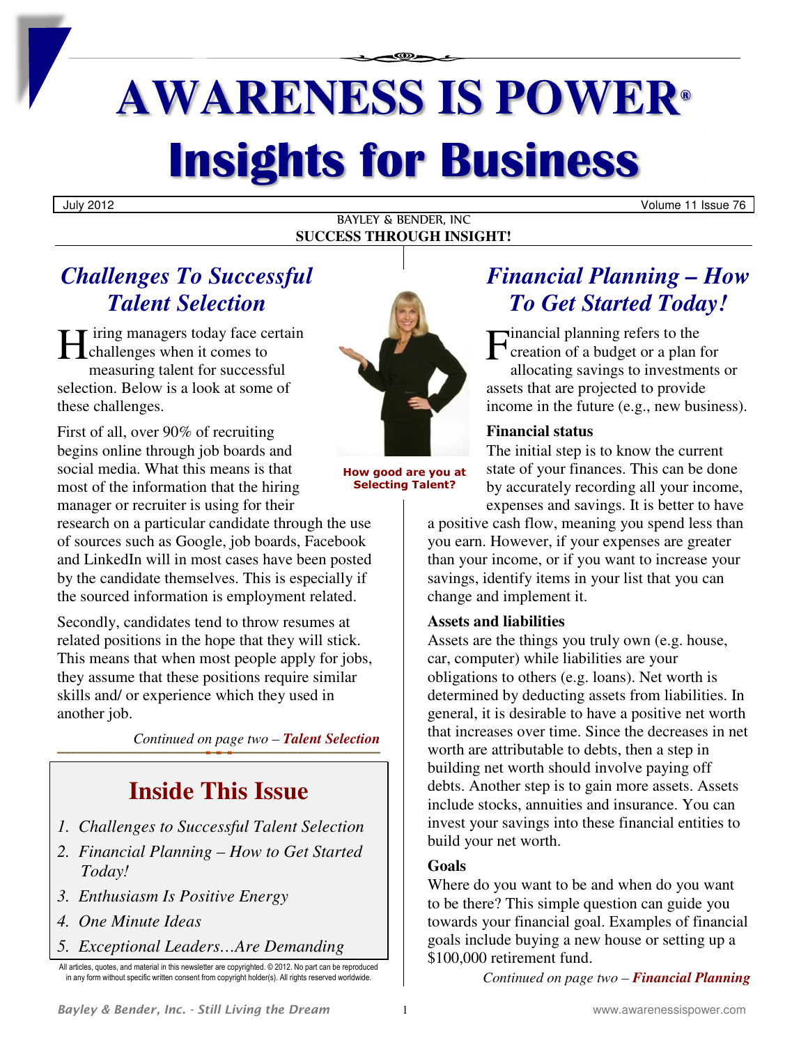# AWARENESS IS POWER®

# Insights for Business

July 2012 | Volume 11 Issue 76

BAYLEY & BENDER, INC

**SUCCESS THROUGH INSIGHT!**

## *Challenges To Successful Talent Selection*

Hiring managers today face certain challenges when it comes to measuring talent for successful selection. Below is a look at some of these challenges.

First of all, over 90% of recruiting begins online through job boards and social media. What this means is that most of the information that the hiring manager or recruiter is using for their research on a particular candidate through the use of sources such as Google, job boards, Facebook and LinkedIn will in most cases have been posted by the candidate themselves. This is especially if the sourced information is employment related.

Secondly, candidates tend to throw resumes at related positions in the hope that they will stick. This means that when most people apply for jobs, they assume that these positions require similar skills and/ or experience which they used in another job.

*Continued on page two –* ***Talent Selection***

**How good are you at Selecting Talent?**

## Inside This Issue

1. *Challenges to Successful Talent Selection*
2. *Financial Planning – How to Get Started Today!*
3. *Enthusiasm Is Positive Energy*
4. *One Minute Ideas*
5. *Exceptional Leaders…Are Demanding*

All articles, quotes, and material in this newsletter are copyrighted. © 2012. No part can be reproduced in any form without specific written consent from copyright holder(s). All rights reserved worldwide.

## *Financial Planning – How To Get Started Today!*

Financial planning refers to the creation of a budget or a plan for allocating savings to investments or assets that are projected to provide income in the future (e.g., new business).

**Financial status**

The initial step is to know the current state of your finances. This can be done by accurately recording all your income, expenses and savings. It is better to have a positive cash flow, meaning you spend less than you earn. However, if your expenses are greater than your income, or if you want to increase your savings, identify items in your list that you can change and implement it.

**Assets and liabilities**

Assets are the things you truly own (e.g. house, car, computer) while liabilities are your obligations to others (e.g. loans). Net worth is determined by deducting assets from liabilities. In general, it is desirable to have a positive net worth that increases over time. Since the decreases in net worth are attributable to debts, then a step in building net worth should involve paying off debts. Another step is to gain more assets. Assets include stocks, annuities and insurance. You can invest your savings into these financial entities to build your net worth.

**Goals**

Where do you want to be and when do you want to be there? This simple question can guide you towards your financial goal. Examples of financial goals include buying a new house or setting up a $100,000 retirement fund.

*Continued on page two –* ***Financial Planning***

*Bayley & Bender, Inc. - Still Living the Dream* www.awarenessispower.com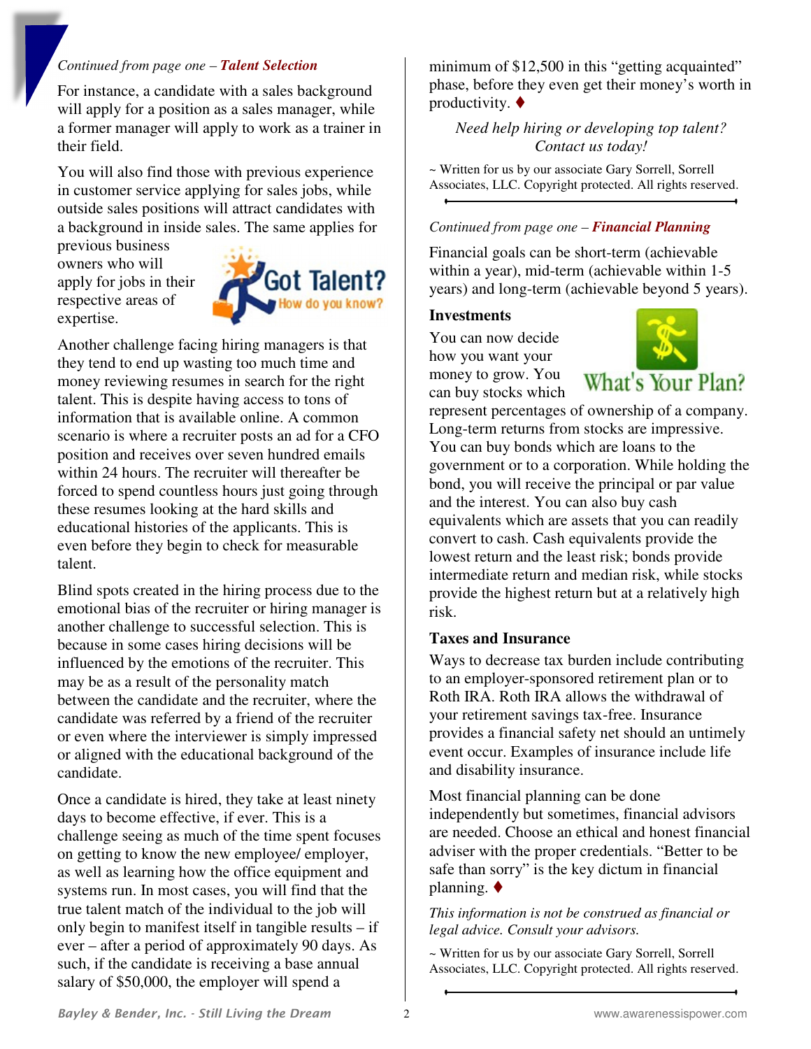*Continued from page one –* ***Talent Selection***

For instance, a candidate with a sales background will apply for a position as a sales manager, while a former manager will apply to work as a trainer in their field.

You will also find those with previous experience in customer service applying for sales jobs, while outside sales positions will attract candidates with a background in inside sales. The same applies for previous business owners who will apply for jobs in their respective areas of expertise.

Another challenge facing hiring managers is that they tend to end up wasting too much time and money reviewing resumes in search for the right talent. This is despite having access to tons of information that is available online. A common scenario is where a recruiter posts an ad for a CFO position and receives over seven hundred emails within 24 hours. The recruiter will thereafter be forced to spend countless hours just going through these resumes looking at the hard skills and educational histories of the applicants. This is even before they begin to check for measurable talent.

Blind spots created in the hiring process due to the emotional bias of the recruiter or hiring manager is another challenge to successful selection. This is because in some cases hiring decisions will be influenced by the emotions of the recruiter. This may be as a result of the personality match between the candidate and the recruiter, where the candidate was referred by a friend of the recruiter or even where the interviewer is simply impressed or aligned with the educational background of the candidate.

Once a candidate is hired, they take at least ninety days to become effective, if ever. This is a challenge seeing as much of the time spent focuses on getting to know the new employee/ employer, as well as learning how the office equipment and systems run. In most cases, you will find that the true talent match of the individual to the job will only begin to manifest itself in tangible results – if ever – after a period of approximately 90 days. As such, if the candidate is receiving a base annual salary of $50,000, the employer will spend a minimum of $12,500 in this "getting acquainted" phase, before they even get their money's worth in productivity. ♦

*Need help hiring or developing top talent? Contact us today!*

~ Written for us by our associate Gary Sorrell, Sorrell Associates, LLC. Copyright protected. All rights reserved.

---

*Continued from page one –* ***Financial Planning***

Financial goals can be short-term (achievable within a year), mid-term (achievable within 1-5 years) and long-term (achievable beyond 5 years).

### Investments

You can now decide how you want your money to grow. You can buy stocks which represent percentages of ownership of a company. Long-term returns from stocks are impressive. You can buy bonds which are loans to the government or to a corporation. While holding the bond, you will receive the principal or par value and the interest. You can also buy cash equivalents which are assets that you can readily convert to cash. Cash equivalents provide the lowest return and the least risk; bonds provide intermediate return and median risk, while stocks provide the highest return but at a relatively high risk.

### Taxes and Insurance

Ways to decrease tax burden include contributing to an employer-sponsored retirement plan or to Roth IRA. Roth IRA allows the withdrawal of your retirement savings tax-free. Insurance provides a financial safety net should an untimely event occur. Examples of insurance include life and disability insurance.

Most financial planning can be done independently but sometimes, financial advisors are needed. Choose an ethical and honest financial adviser with the proper credentials. "Better to be safe than sorry" is the key dictum in financial planning. ♦

*This information is not be construed as financial or legal advice. Consult your advisors.*

~ Written for us by our associate Gary Sorrell, Sorrell Associates, LLC. Copyright protected. All rights reserved.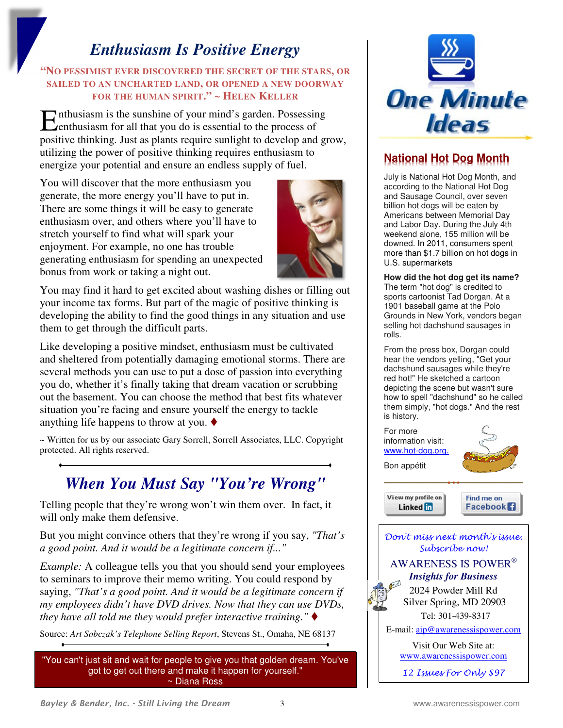# Enthusiasm Is Positive Energy

**"No pessimist ever discovered the secret of the stars, or sailed to an uncharted land, or opened a new doorway for the human spirit." ~ Helen Keller**

Enthusiasm is the sunshine of your mind's garden. Possessing enthusiasm for all that you do is essential to the process of positive thinking. Just as plants require sunlight to develop and grow, utilizing the power of positive thinking requires enthusiasm to energize your potential and ensure an endless supply of fuel.

You will discover that the more enthusiasm you generate, the more energy you'll have to put in. There are some things it will be easy to generate enthusiasm over, and others where you'll have to stretch yourself to find what will spark your enjoyment. For example, no one has trouble generating enthusiasm for spending an unexpected bonus from work or taking a night out.

You may find it hard to get excited about washing dishes or filling out your income tax forms. But part of the magic of positive thinking is developing the ability to find the good things in any situation and use them to get through the difficult parts.

Like developing a positive mindset, enthusiasm must be cultivated and sheltered from potentially damaging emotional storms. There are several methods you can use to put a dose of passion into everything you do, whether it's finally taking that dream vacation or scrubbing out the basement. You can choose the method that best fits whatever situation you're facing and ensure yourself the energy to tackle anything life happens to throw at you. ♦

~ Written for us by our associate Gary Sorrell, Sorrell Associates, LLC. Copyright protected. All rights reserved.

# When You Must Say "You're Wrong"

Telling people that they're wrong won't win them over. In fact, it will only make them defensive.

But you might convince others that they're wrong if you say, *"That's a good point. And it would be a legitimate concern if..."*

*Example:* A colleague tells you that you should send your employees to seminars to improve their memo writing. You could respond by saying, *"That's a good point. And it would be a legitimate concern if my employees didn't have DVD drives. Now that they can use DVDs, they have all told me they would prefer interactive training."* ♦

Source: *Art Sobczak's Telephone Selling Report*, Stevens St., Omaha, NE 68137

"You can't just sit and wait for people to give you that golden dream. You've got to get out there and make it happen for yourself."
~ Diana Ross

# One Minute Ideas

## National Hot Dog Month

July is National Hot Dog Month, and according to the National Hot Dog and Sausage Council, over seven billion hot dogs will be eaten by Americans between Memorial Day and Labor Day. During the July 4th weekend alone, 155 million will be downed. In 2011, consumers spent more than $1.7 billion on hot dogs in U.S. supermarkets

**How did the hot dog get its name?**
The term "hot dog" is credited to sports cartoonist Tad Dorgan. At a 1901 baseball game at the Polo Grounds in New York, vendors began selling hot dachshund sausages in rolls.

From the press box, Dorgan could hear the vendors yelling, "Get your dachshund sausages while they're red hot!" He sketched a cartoon depicting the scene but wasn't sure how to spell "dachshund" so he called them simply, "hot dogs." And the rest is history.

For more information visit: www.hot-dog.org.

Bon appétit

View my profile on LinkedIn | Find me on Facebook

*Don't miss next month's issue. Subscribe now!*

AWARENESS IS POWER®
***Insights for Business***
2024 Powder Mill Rd
Silver Spring, MD 20903
Tel: 301-439-8317
E-mail: aip@awarenessispower.com

Visit Our Web Site at:
www.awarenessispower.com

*12 Issues For Only $97*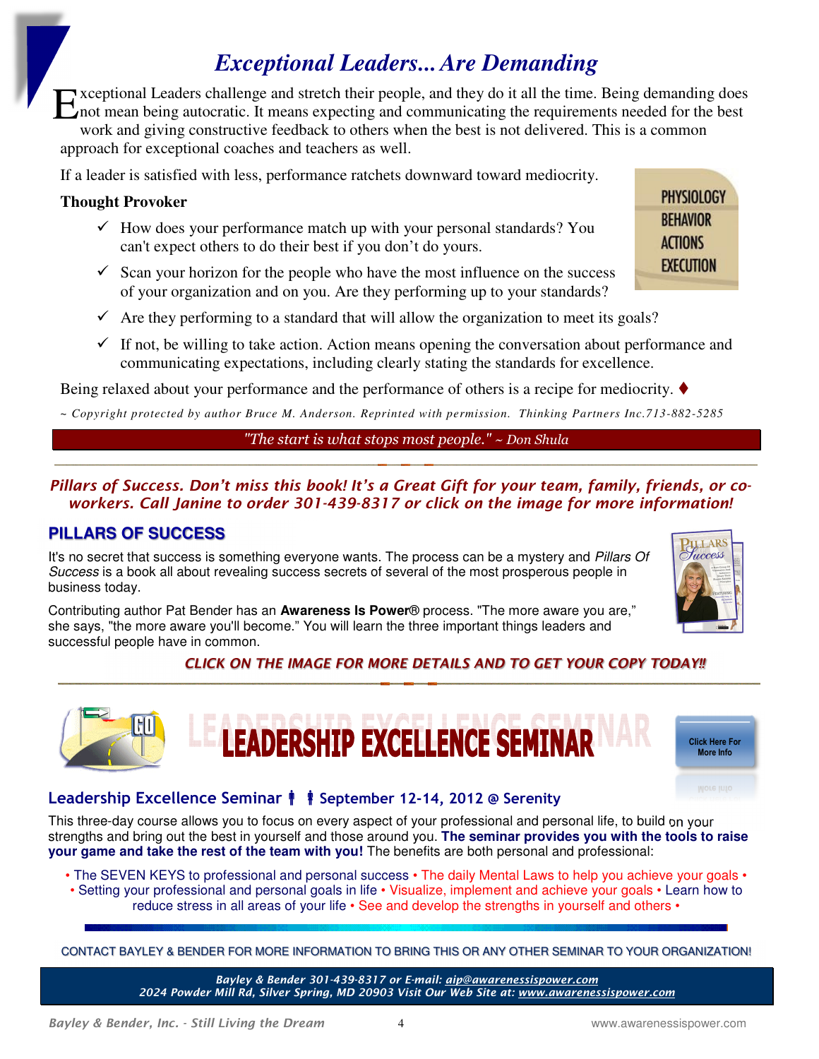# Exceptional Leaders... Are Demanding

Exceptional Leaders challenge and stretch their people, and they do it all the time. Being demanding does not mean being autocratic. It means expecting and communicating the requirements needed for the best work and giving constructive feedback to others when the best is not delivered. This is a common approach for exceptional coaches and teachers as well.

If a leader is satisfied with less, performance ratchets downward toward mediocrity.

**Thought Provoker**

- ✓ How does your performance match up with your personal standards? You can't expect others to do their best if you don't do yours.
- ✓ Scan your horizon for the people who have the most influence on the success of your organization and on you. Are they performing up to your standards?
- ✓ Are they performing to a standard that will allow the organization to meet its goals?
- ✓ If not, be willing to take action. Action means opening the conversation about performance and communicating expectations, including clearly stating the standards for excellence.

PHYSIOLOGY
BEHAVIOR
ACTIONS
EXECUTION

Being relaxed about your performance and the performance of others is a recipe for mediocrity. ♦

*~ Copyright protected by author Bruce M. Anderson. Reprinted with permission. Thinking Partners Inc.713-882-5285*

*"The start is what stops most people." ~ Don Shula*

*Pillars of Success. Don't miss this book! It's a Great Gift for your team, family, friends, or co-workers. Call Janine to order 301-439-8317 or click on the image for more information!*

## PILLARS OF SUCCESS

It's no secret that success is something everyone wants. The process can be a mystery and *Pillars Of Success* is a book all about revealing success secrets of several of the most prosperous people in business today.

Contributing author Pat Bender has an **Awareness Is Power®** process. "The more aware you are," she says, "the more aware you'll become." You will learn the three important things leaders and successful people have in common.

*CLICK ON THE IMAGE FOR MORE DETAILS AND TO GET YOUR COPY TODAY!!*

# LEADERSHIP EXCELLENCE SEMINAR

Click Here For More Info

## Leadership Excellence Seminar September 12-14, 2012 @ Serenity

This three-day course allows you to focus on every aspect of your professional and personal life, to build on your strengths and bring out the best in yourself and those around you. **The seminar provides you with the tools to raise your game and take the rest of the team with you!** The benefits are both personal and professional:

• The SEVEN KEYS to professional and personal success • The daily Mental Laws to help you achieve your goals • • Setting your professional and personal goals in life • Visualize, implement and achieve your goals • Learn how to reduce stress in all areas of your life • See and develop the strengths in yourself and others •

CONTACT BAYLEY & BENDER FOR MORE INFORMATION TO BRING THIS OR ANY OTHER SEMINAR TO YOUR ORGANIZATION!

*Bayley & Bender 301-439-8317 or E-mail: aip@awarenessispower.com*
*2024 Powder Mill Rd, Silver Spring, MD 20903 Visit Our Web Site at: www.awarenessispower.com*